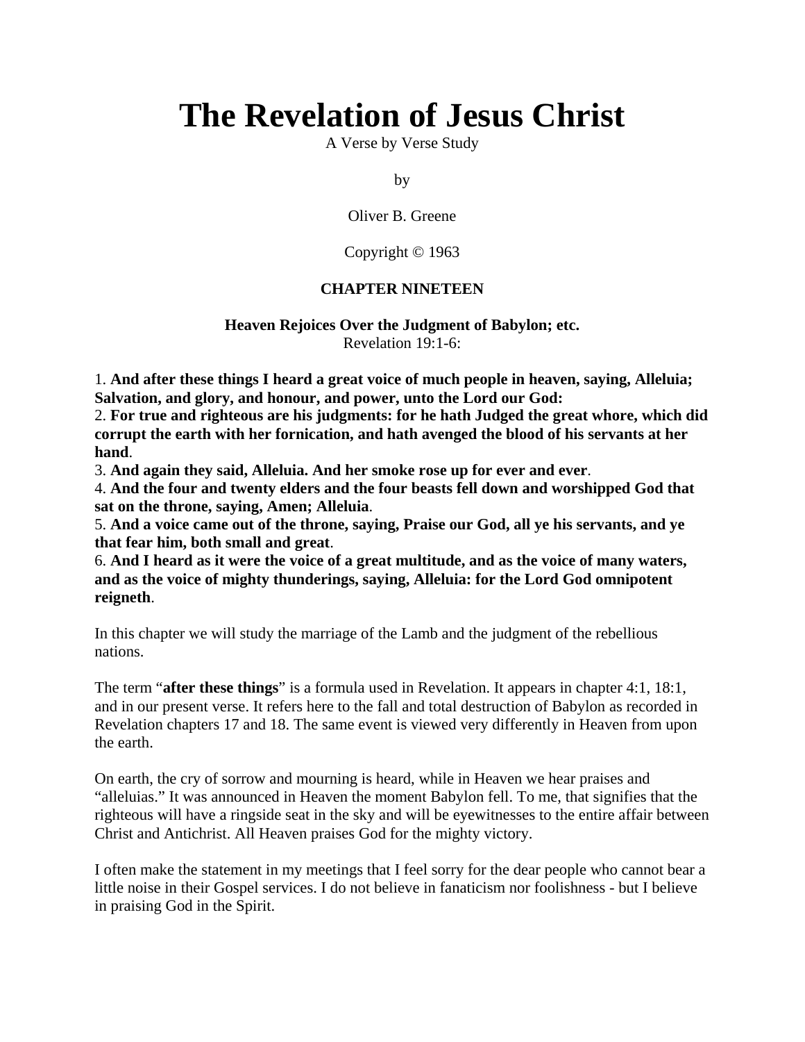# The Revelation of Jesus Christ

A Verse by Verse Study

by

Oliver B. Greene

Copyright © 1963

**CHAPTER NINETEEN**

**Heaven Rejoices Over the Judgment of Babylon; etc.**
Revelation 19:1-6:

1. **And after these things I heard a great voice of much people in heaven, saying, Alleluia; Salvation, and glory, and honour, and power, unto the Lord our God:**
2. **For true and righteous are his judgments: for he hath Judged the great whore, which did corrupt the earth with her fornication, and hath avenged the blood of his servants at her hand**.
3. **And again they said, Alleluia. And her smoke rose up for ever and ever**.
4. **And the four and twenty elders and the four beasts fell down and worshipped God that sat on the throne, saying, Amen; Alleluia**.
5. **And a voice came out of the throne, saying, Praise our God, all ye his servants, and ye that fear him, both small and great**.
6. **And I heard as it were the voice of a great multitude, and as the voice of many waters, and as the voice of mighty thunderings, saying, Alleluia: for the Lord God omnipotent reigneth**.

In this chapter we will study the marriage of the Lamb and the judgment of the rebellious nations.

The term "**after these things**" is a formula used in Revelation. It appears in chapter 4:1, 18:1, and in our present verse. It refers here to the fall and total destruction of Babylon as recorded in Revelation chapters 17 and 18. The same event is viewed very differently in Heaven from upon the earth.

On earth, the cry of sorrow and mourning is heard, while in Heaven we hear praises and "alleluias." It was announced in Heaven the moment Babylon fell. To me, that signifies that the righteous will have a ringside seat in the sky and will be eyewitnesses to the entire affair between Christ and Antichrist. All Heaven praises God for the mighty victory.

I often make the statement in my meetings that I feel sorry for the dear people who cannot bear a little noise in their Gospel services. I do not believe in fanaticism nor foolishness - but I believe in praising God in the Spirit.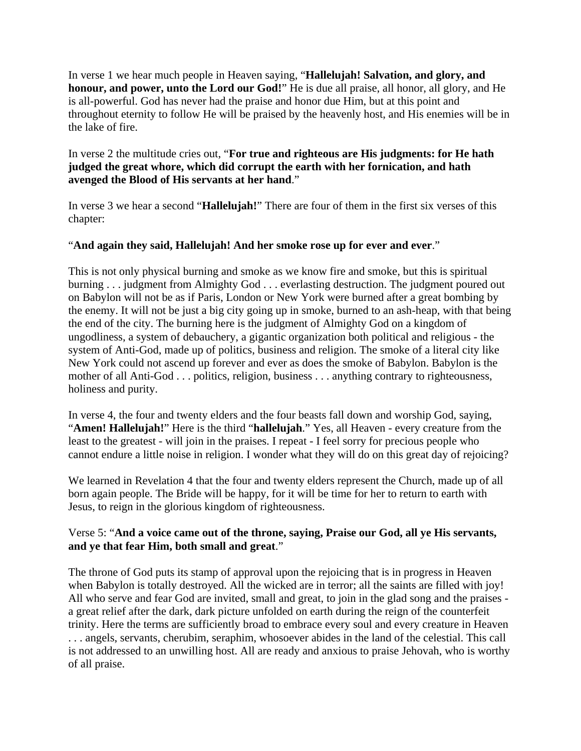In verse 1 we hear much people in Heaven saying, "**Hallelujah! Salvation, and glory, and honour, and power, unto the Lord our God!**" He is due all praise, all honor, all glory, and He is all-powerful. God has never had the praise and honor due Him, but at this point and throughout eternity to follow He will be praised by the heavenly host, and His enemies will be in the lake of fire.

In verse 2 the multitude cries out, "**For true and righteous are His judgments: for He hath judged the great whore, which did corrupt the earth with her fornication, and hath avenged the Blood of His servants at her hand**."

In verse 3 we hear a second "**Hallelujah!**" There are four of them in the first six verses of this chapter:

"**And again they said, Hallelujah! And her smoke rose up for ever and ever**."

This is not only physical burning and smoke as we know fire and smoke, but this is spiritual burning . . . judgment from Almighty God . . . everlasting destruction. The judgment poured out on Babylon will not be as if Paris, London or New York were burned after a great bombing by the enemy. It will not be just a big city going up in smoke, burned to an ash-heap, with that being the end of the city. The burning here is the judgment of Almighty God on a kingdom of ungodliness, a system of debauchery, a gigantic organization both political and religious - the system of Anti-God, made up of politics, business and religion. The smoke of a literal city like New York could not ascend up forever and ever as does the smoke of Babylon. Babylon is the mother of all Anti-God . . . politics, religion, business . . . anything contrary to righteousness, holiness and purity.

In verse 4, the four and twenty elders and the four beasts fall down and worship God, saying, "**Amen! Hallelujah!**" Here is the third "**hallelujah**." Yes, all Heaven - every creature from the least to the greatest - will join in the praises. I repeat - I feel sorry for precious people who cannot endure a little noise in religion. I wonder what they will do on this great day of rejoicing?

We learned in Revelation 4 that the four and twenty elders represent the Church, made up of all born again people. The Bride will be happy, for it will be time for her to return to earth with Jesus, to reign in the glorious kingdom of righteousness.

Verse 5: "**And a voice came out of the throne, saying, Praise our God, all ye His servants, and ye that fear Him, both small and great**."

The throne of God puts its stamp of approval upon the rejoicing that is in progress in Heaven when Babylon is totally destroyed. All the wicked are in terror; all the saints are filled with joy! All who serve and fear God are invited, small and great, to join in the glad song and the praises - a great relief after the dark, dark picture unfolded on earth during the reign of the counterfeit trinity. Here the terms are sufficiently broad to embrace every soul and every creature in Heaven . . . angels, servants, cherubim, seraphim, whosoever abides in the land of the celestial. This call is not addressed to an unwilling host. All are ready and anxious to praise Jehovah, who is worthy of all praise.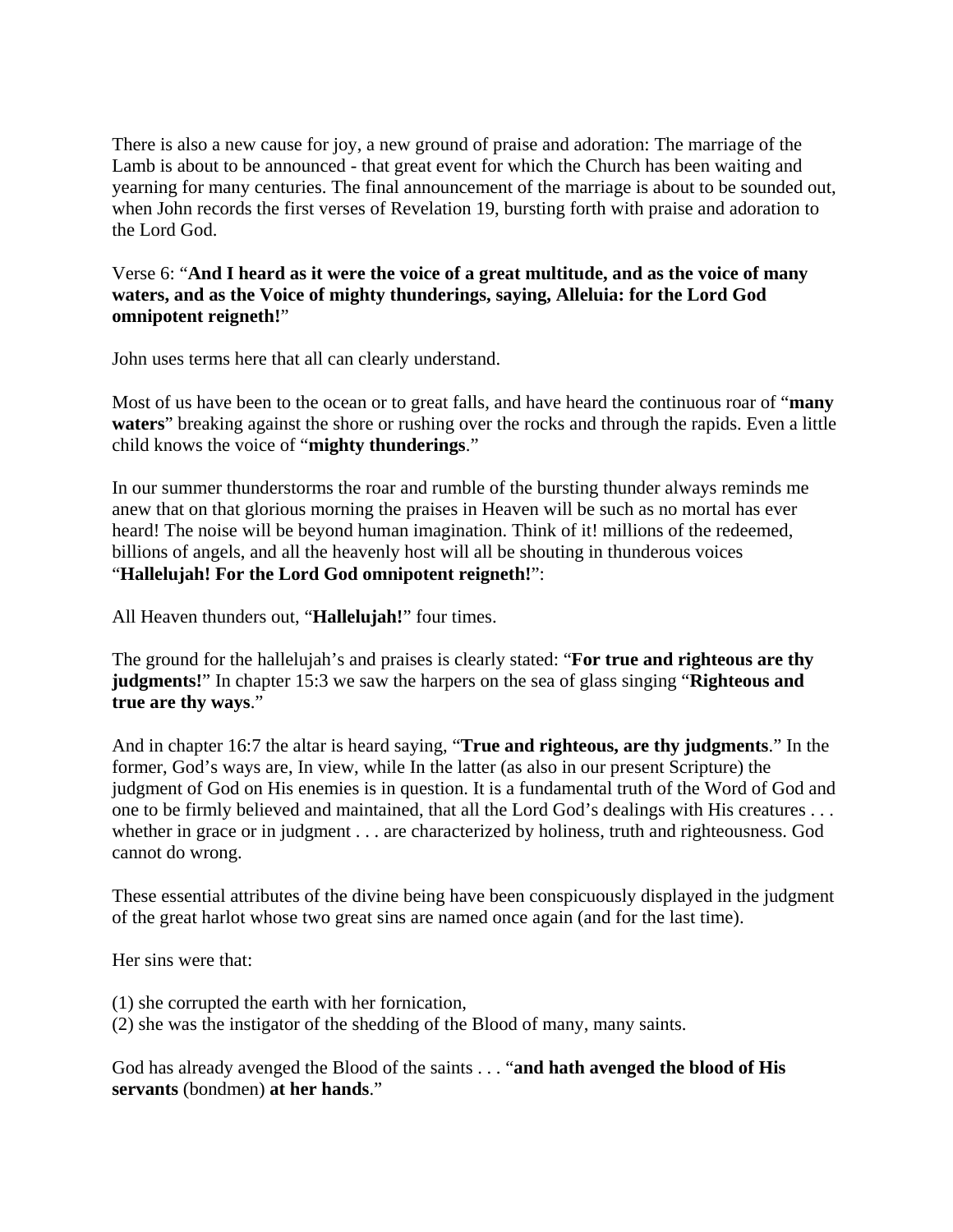There is also a new cause for joy, a new ground of praise and adoration: The marriage of the Lamb is about to be announced - that great event for which the Church has been waiting and yearning for many centuries. The final announcement of the marriage is about to be sounded out, when John records the first verses of Revelation 19, bursting forth with praise and adoration to the Lord God.

Verse 6: "**And I heard as it were the voice of a great multitude, and as the voice of many waters, and as the Voice of mighty thunderings, saying, Alleluia: for the Lord God omnipotent reigneth!**"

John uses terms here that all can clearly understand.

Most of us have been to the ocean or to great falls, and have heard the continuous roar of "**many waters**" breaking against the shore or rushing over the rocks and through the rapids. Even a little child knows the voice of "**mighty thunderings**."

In our summer thunderstorms the roar and rumble of the bursting thunder always reminds me anew that on that glorious morning the praises in Heaven will be such as no mortal has ever heard! The noise will be beyond human imagination. Think of it! millions of the redeemed, billions of angels, and all the heavenly host will all be shouting in thunderous voices "**Hallelujah! For the Lord God omnipotent reigneth!**":

All Heaven thunders out, "**Hallelujah!**" four times.

The ground for the hallelujah's and praises is clearly stated: "**For true and righteous are thy judgments!**" In chapter 15:3 we saw the harpers on the sea of glass singing "**Righteous and true are thy ways**."

And in chapter 16:7 the altar is heard saying, "**True and righteous, are thy judgments**." In the former, God's ways are, In view, while In the latter (as also in our present Scripture) the judgment of God on His enemies is in question. It is a fundamental truth of the Word of God and one to be firmly believed and maintained, that all the Lord God's dealings with His creatures . . . whether in grace or in judgment . . . are characterized by holiness, truth and righteousness. God cannot do wrong.

These essential attributes of the divine being have been conspicuously displayed in the judgment of the great harlot whose two great sins are named once again (and for the last time).

Her sins were that:

(1) she corrupted the earth with her fornication,
(2) she was the instigator of the shedding of the Blood of many, many saints.

God has already avenged the Blood of the saints . . . "**and hath avenged the blood of His servants** (bondmen) **at her hands**."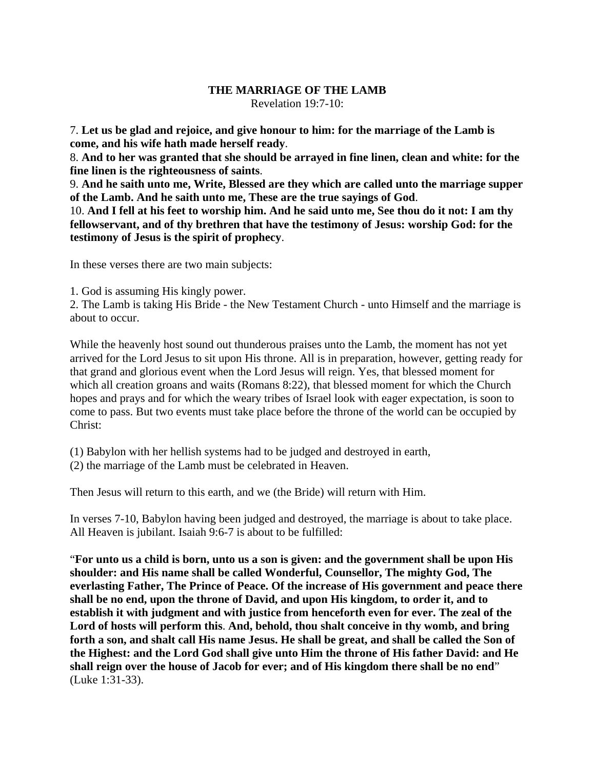# THE MARRIAGE OF THE LAMB

Revelation 19:7-10:

7. **Let us be glad and rejoice, and give honour to him: for the marriage of the Lamb is come, and his wife hath made herself ready**.
8. **And to her was granted that she should be arrayed in fine linen, clean and white: for the fine linen is the righteousness of saints**.
9. **And he saith unto me, Write, Blessed are they which are called unto the marriage supper of the Lamb. And he saith unto me, These are the true sayings of God**.
10. **And I fell at his feet to worship him. And he said unto me, See thou do it not: I am thy fellowservant, and of thy brethren that have the testimony of Jesus: worship God: for the testimony of Jesus is the spirit of prophecy**.

In these verses there are two main subjects:

1. God is assuming His kingly power.
2. The Lamb is taking His Bride - the New Testament Church - unto Himself and the marriage is about to occur.

While the heavenly host sound out thunderous praises unto the Lamb, the moment has not yet arrived for the Lord Jesus to sit upon His throne. All is in preparation, however, getting ready for that grand and glorious event when the Lord Jesus will reign. Yes, that blessed moment for which all creation groans and waits (Romans 8:22), that blessed moment for which the Church hopes and prays and for which the weary tribes of Israel look with eager expectation, is soon to come to pass. But two events must take place before the throne of the world can be occupied by Christ:

(1) Babylon with her hellish systems had to be judged and destroyed in earth,
(2) the marriage of the Lamb must be celebrated in Heaven.

Then Jesus will return to this earth, and we (the Bride) will return with Him.

In verses 7-10, Babylon having been judged and destroyed, the marriage is about to take place. All Heaven is jubilant. Isaiah 9:6-7 is about to be fulfilled:

"**For unto us a child is born, unto us a son is given: and the government shall be upon His shoulder: and His name shall be called Wonderful, Counsellor, The mighty God, The everlasting Father, The Prince of Peace. Of the increase of His government and peace there shall be no end, upon the throne of David, and upon His kingdom, to order it, and to establish it with judgment and with justice from henceforth even for ever. The zeal of the Lord of hosts will perform this**. **And, behold, thou shalt conceive in thy womb, and bring forth a son, and shalt call His name Jesus. He shall be great, and shall be called the Son of the Highest: and the Lord God shall give unto Him the throne of His father David: and He shall reign over the house of Jacob for ever; and of His kingdom there shall be no end**" (Luke 1:31-33).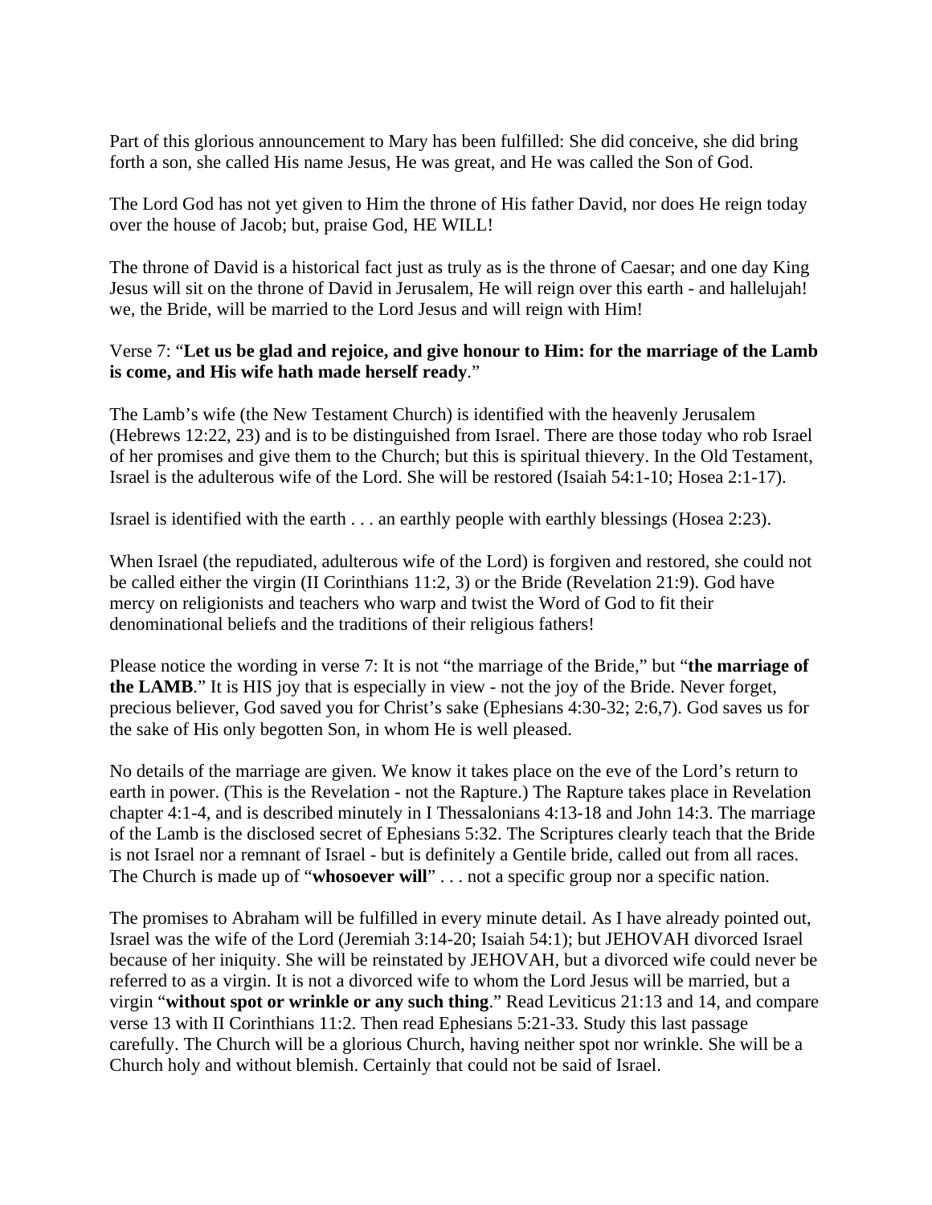Part of this glorious announcement to Mary has been fulfilled: She did conceive, she did bring forth a son, she called His name Jesus, He was great, and He was called the Son of God.

The Lord God has not yet given to Him the throne of His father David, nor does He reign today over the house of Jacob; but, praise God, HE WILL!

The throne of David is a historical fact just as truly as is the throne of Caesar; and one day King Jesus will sit on the throne of David in Jerusalem, He will reign over this earth - and hallelujah! we, the Bride, will be married to the Lord Jesus and will reign with Him!

Verse 7: "**Let us be glad and rejoice, and give honour to Him: for the marriage of the Lamb is come, and His wife hath made herself ready**."

The Lamb's wife (the New Testament Church) is identified with the heavenly Jerusalem (Hebrews 12:22, 23) and is to be distinguished from Israel. There are those today who rob Israel of her promises and give them to the Church; but this is spiritual thievery. In the Old Testament, Israel is the adulterous wife of the Lord. She will be restored (Isaiah 54:1-10; Hosea 2:1-17).

Israel is identified with the earth . . . an earthly people with earthly blessings (Hosea 2:23).

When Israel (the repudiated, adulterous wife of the Lord) is forgiven and restored, she could not be called either the virgin (II Corinthians 11:2, 3) or the Bride (Revelation 21:9). God have mercy on religionists and teachers who warp and twist the Word of God to fit their denominational beliefs and the traditions of their religious fathers!

Please notice the wording in verse 7: It is not "the marriage of the Bride," but "**the marriage of the LAMB**." It is HIS joy that is especially in view - not the joy of the Bride. Never forget, precious believer, God saved you for Christ's sake (Ephesians 4:30-32; 2:6,7). God saves us for the sake of His only begotten Son, in whom He is well pleased.

No details of the marriage are given. We know it takes place on the eve of the Lord's return to earth in power. (This is the Revelation - not the Rapture.) The Rapture takes place in Revelation chapter 4:1-4, and is described minutely in I Thessalonians 4:13-18 and John 14:3. The marriage of the Lamb is the disclosed secret of Ephesians 5:32. The Scriptures clearly teach that the Bride is not Israel nor a remnant of Israel - but is definitely a Gentile bride, called out from all races. The Church is made up of "**whosoever will**" . . . not a specific group nor a specific nation.

The promises to Abraham will be fulfilled in every minute detail. As I have already pointed out, Israel was the wife of the Lord (Jeremiah 3:14-20; Isaiah 54:1); but JEHOVAH divorced Israel because of her iniquity. She will be reinstated by JEHOVAH, but a divorced wife could never be referred to as a virgin. It is not a divorced wife to whom the Lord Jesus will be married, but a virgin "**without spot or wrinkle or any such thing**." Read Leviticus 21:13 and 14, and compare verse 13 with II Corinthians 11:2. Then read Ephesians 5:21-33. Study this last passage carefully. The Church will be a glorious Church, having neither spot nor wrinkle. She will be a Church holy and without blemish. Certainly that could not be said of Israel.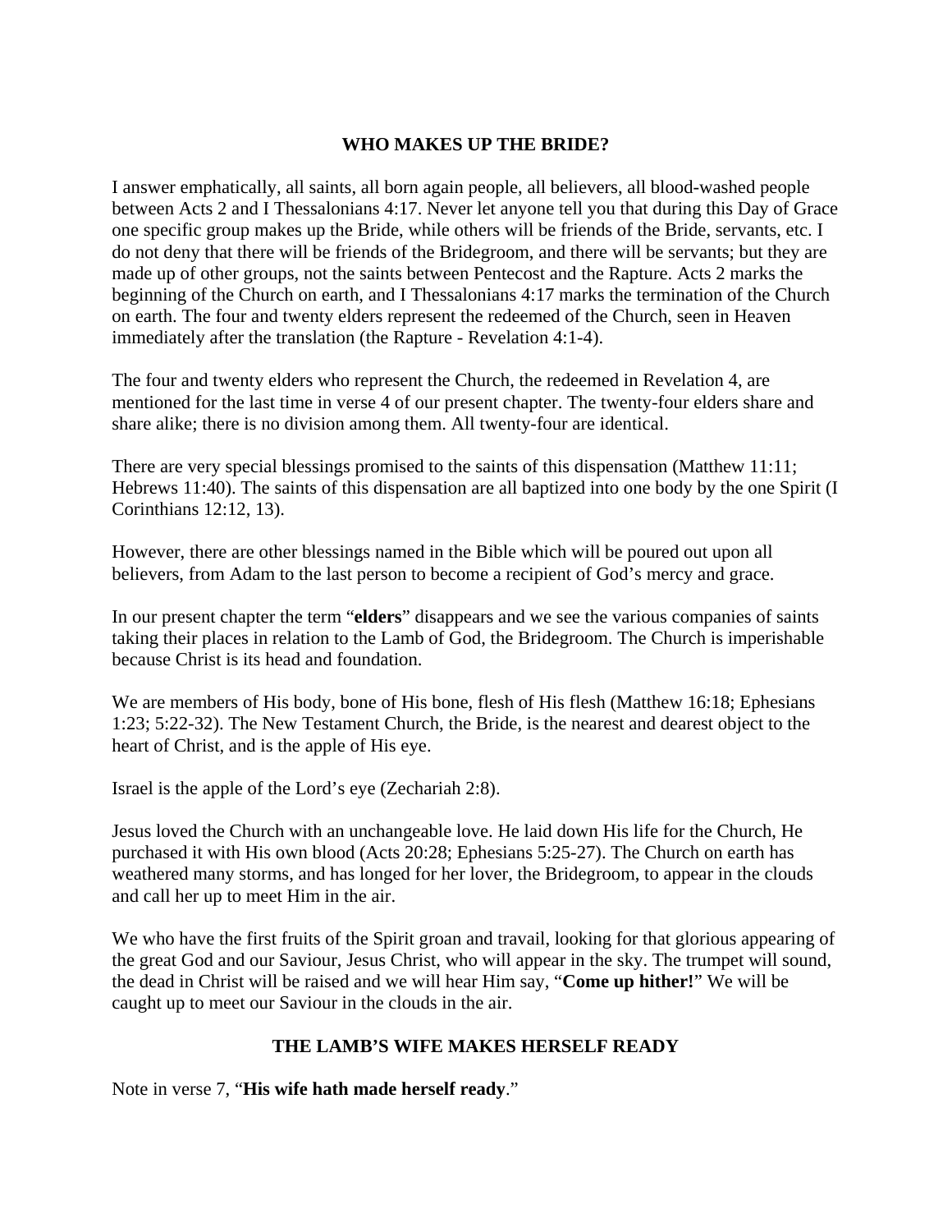## WHO MAKES UP THE BRIDE?

I answer emphatically, all saints, all born again people, all believers, all blood-washed people between Acts 2 and I Thessalonians 4:17. Never let anyone tell you that during this Day of Grace one specific group makes up the Bride, while others will be friends of the Bride, servants, etc. I do not deny that there will be friends of the Bridegroom, and there will be servants; but they are made up of other groups, not the saints between Pentecost and the Rapture. Acts 2 marks the beginning of the Church on earth, and I Thessalonians 4:17 marks the termination of the Church on earth. The four and twenty elders represent the redeemed of the Church, seen in Heaven immediately after the translation (the Rapture - Revelation 4:1-4).

The four and twenty elders who represent the Church, the redeemed in Revelation 4, are mentioned for the last time in verse 4 of our present chapter. The twenty-four elders share and share alike; there is no division among them. All twenty-four are identical.

There are very special blessings promised to the saints of this dispensation (Matthew 11:11; Hebrews 11:40). The saints of this dispensation are all baptized into one body by the one Spirit (I Corinthians 12:12, 13).

However, there are other blessings named in the Bible which will be poured out upon all believers, from Adam to the last person to become a recipient of God's mercy and grace.

In our present chapter the term "**elders**" disappears and we see the various companies of saints taking their places in relation to the Lamb of God, the Bridegroom. The Church is imperishable because Christ is its head and foundation.

We are members of His body, bone of His bone, flesh of His flesh (Matthew 16:18; Ephesians 1:23; 5:22-32). The New Testament Church, the Bride, is the nearest and dearest object to the heart of Christ, and is the apple of His eye.

Israel is the apple of the Lord's eye (Zechariah 2:8).

Jesus loved the Church with an unchangeable love. He laid down His life for the Church, He purchased it with His own blood (Acts 20:28; Ephesians 5:25-27). The Church on earth has weathered many storms, and has longed for her lover, the Bridegroom, to appear in the clouds and call her up to meet Him in the air.

We who have the first fruits of the Spirit groan and travail, looking for that glorious appearing of the great God and our Saviour, Jesus Christ, who will appear in the sky. The trumpet will sound, the dead in Christ will be raised and we will hear Him say, "**Come up hither!**" We will be caught up to meet our Saviour in the clouds in the air.

## THE LAMB'S WIFE MAKES HERSELF READY

Note in verse 7, "**His wife hath made herself ready**."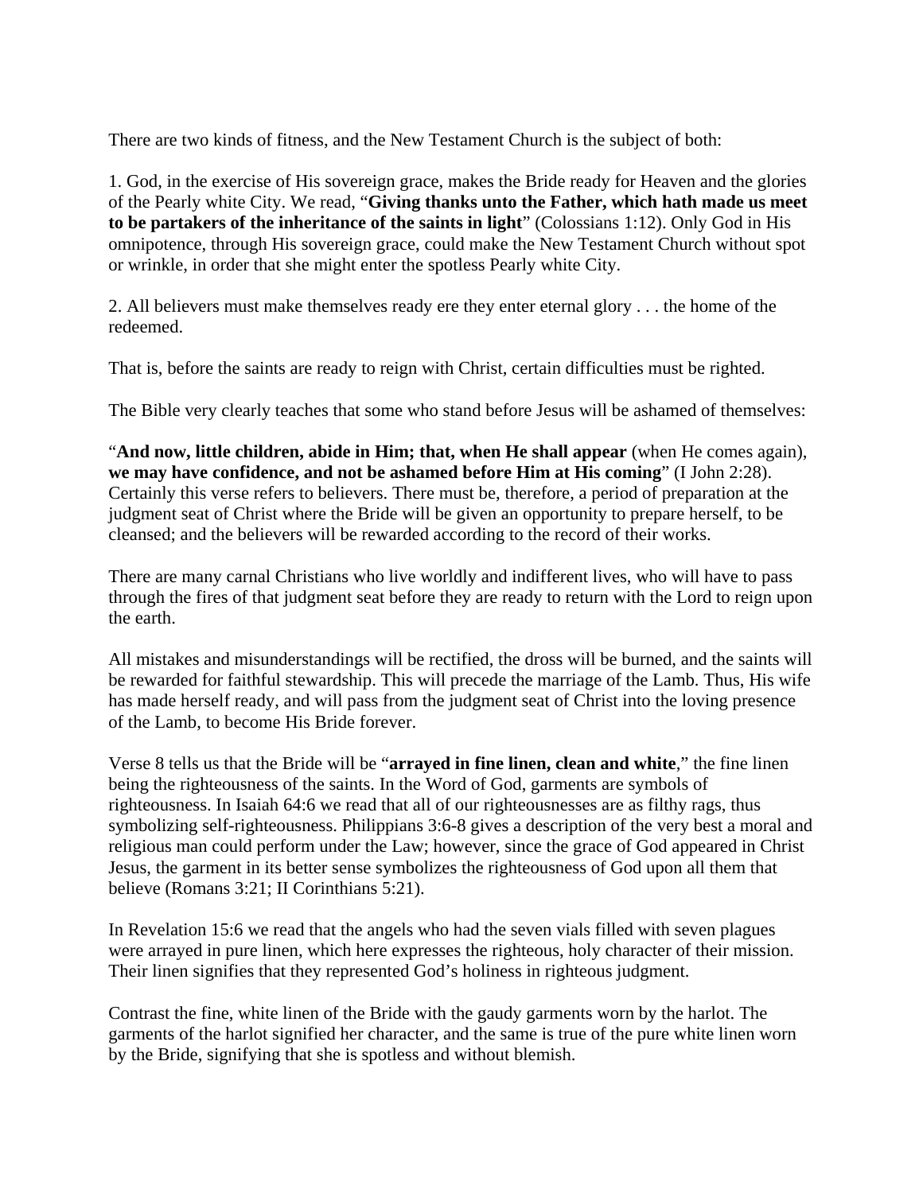There are two kinds of fitness, and the New Testament Church is the subject of both:

1. God, in the exercise of His sovereign grace, makes the Bride ready for Heaven and the glories of the Pearly white City. We read, "**Giving thanks unto the Father, which hath made us meet to be partakers of the inheritance of the saints in light**" (Colossians 1:12). Only God in His omnipotence, through His sovereign grace, could make the New Testament Church without spot or wrinkle, in order that she might enter the spotless Pearly white City.

2. All believers must make themselves ready ere they enter eternal glory . . . the home of the redeemed.

That is, before the saints are ready to reign with Christ, certain difficulties must be righted.

The Bible very clearly teaches that some who stand before Jesus will be ashamed of themselves:

"**And now, little children, abide in Him; that, when He shall appear** (when He comes again), **we may have confidence, and not be ashamed before Him at His coming**" (I John 2:28). Certainly this verse refers to believers. There must be, therefore, a period of preparation at the judgment seat of Christ where the Bride will be given an opportunity to prepare herself, to be cleansed; and the believers will be rewarded according to the record of their works.

There are many carnal Christians who live worldly and indifferent lives, who will have to pass through the fires of that judgment seat before they are ready to return with the Lord to reign upon the earth.

All mistakes and misunderstandings will be rectified, the dross will be burned, and the saints will be rewarded for faithful stewardship. This will precede the marriage of the Lamb. Thus, His wife has made herself ready, and will pass from the judgment seat of Christ into the loving presence of the Lamb, to become His Bride forever.

Verse 8 tells us that the Bride will be "**arrayed in fine linen, clean and white**," the fine linen being the righteousness of the saints. In the Word of God, garments are symbols of righteousness. In Isaiah 64:6 we read that all of our righteousnesses are as filthy rags, thus symbolizing self-righteousness. Philippians 3:6-8 gives a description of the very best a moral and religious man could perform under the Law; however, since the grace of God appeared in Christ Jesus, the garment in its better sense symbolizes the righteousness of God upon all them that believe (Romans 3:21; II Corinthians 5:21).

In Revelation 15:6 we read that the angels who had the seven vials filled with seven plagues were arrayed in pure linen, which here expresses the righteous, holy character of their mission. Their linen signifies that they represented God's holiness in righteous judgment.

Contrast the fine, white linen of the Bride with the gaudy garments worn by the harlot. The garments of the harlot signified her character, and the same is true of the pure white linen worn by the Bride, signifying that she is spotless and without blemish.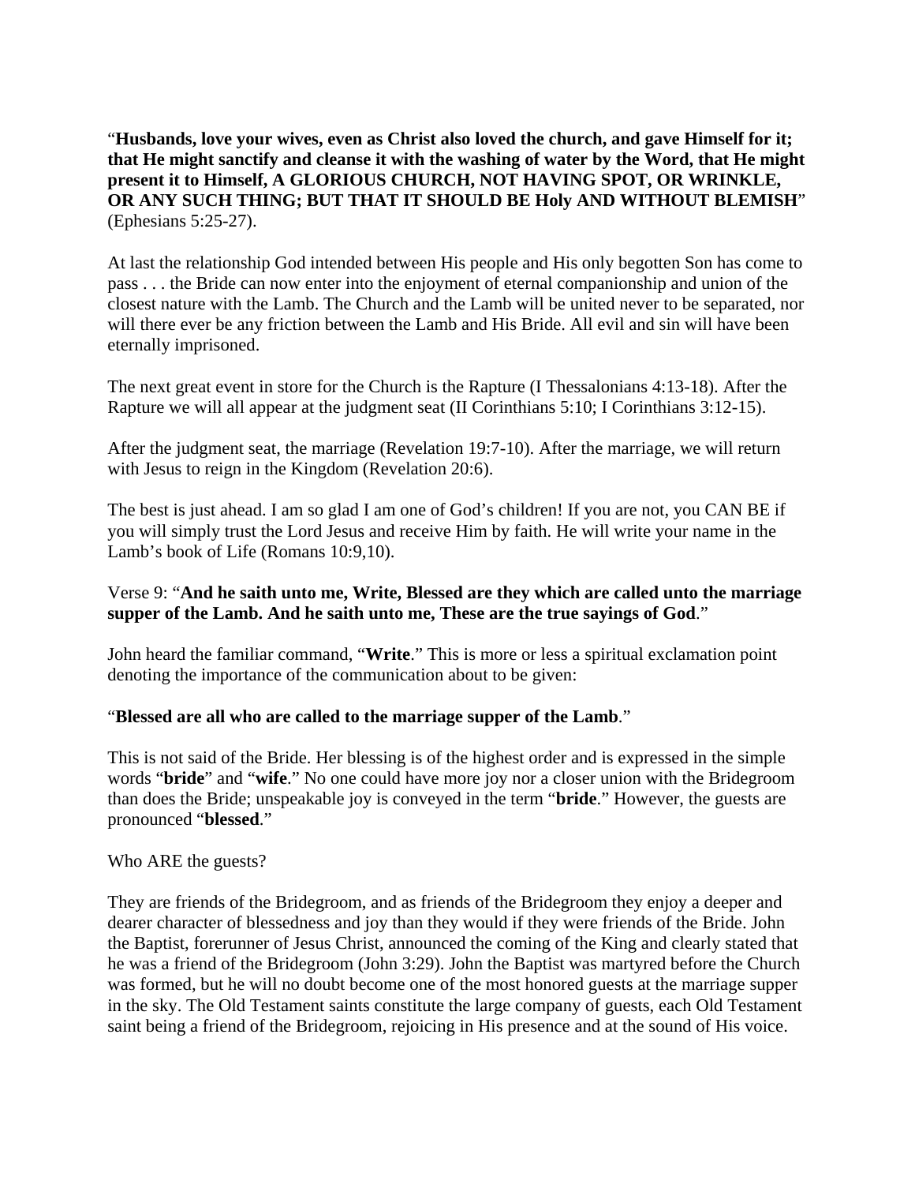"**Husbands, love your wives, even as Christ also loved the church, and gave Himself for it; that He might sanctify and cleanse it with the washing of water by the Word, that He might present it to Himself, A GLORIOUS CHURCH, NOT HAVING SPOT, OR WRINKLE, OR ANY SUCH THING; BUT THAT IT SHOULD BE Holy AND WITHOUT BLEMISH**" (Ephesians 5:25-27).

At last the relationship God intended between His people and His only begotten Son has come to pass . . . the Bride can now enter into the enjoyment of eternal companionship and union of the closest nature with the Lamb. The Church and the Lamb will be united never to be separated, nor will there ever be any friction between the Lamb and His Bride. All evil and sin will have been eternally imprisoned.

The next great event in store for the Church is the Rapture (I Thessalonians 4:13-18). After the Rapture we will all appear at the judgment seat (II Corinthians 5:10; I Corinthians 3:12-15).

After the judgment seat, the marriage (Revelation 19:7-10). After the marriage, we will return with Jesus to reign in the Kingdom (Revelation 20:6).

The best is just ahead. I am so glad I am one of God's children! If you are not, you CAN BE if you will simply trust the Lord Jesus and receive Him by faith. He will write your name in the Lamb's book of Life (Romans 10:9,10).

Verse 9: "**And he saith unto me, Write, Blessed are they which are called unto the marriage supper of the Lamb. And he saith unto me, These are the true sayings of God**."

John heard the familiar command, "**Write**." This is more or less a spiritual exclamation point denoting the importance of the communication about to be given:

"**Blessed are all who are called to the marriage supper of the Lamb**."

This is not said of the Bride. Her blessing is of the highest order and is expressed in the simple words "**bride**" and "**wife**." No one could have more joy nor a closer union with the Bridegroom than does the Bride; unspeakable joy is conveyed in the term "**bride**." However, the guests are pronounced "**blessed**."

Who ARE the guests?

They are friends of the Bridegroom, and as friends of the Bridegroom they enjoy a deeper and dearer character of blessedness and joy than they would if they were friends of the Bride. John the Baptist, forerunner of Jesus Christ, announced the coming of the King and clearly stated that he was a friend of the Bridegroom (John 3:29). John the Baptist was martyred before the Church was formed, but he will no doubt become one of the most honored guests at the marriage supper in the sky. The Old Testament saints constitute the large company of guests, each Old Testament saint being a friend of the Bridegroom, rejoicing in His presence and at the sound of His voice.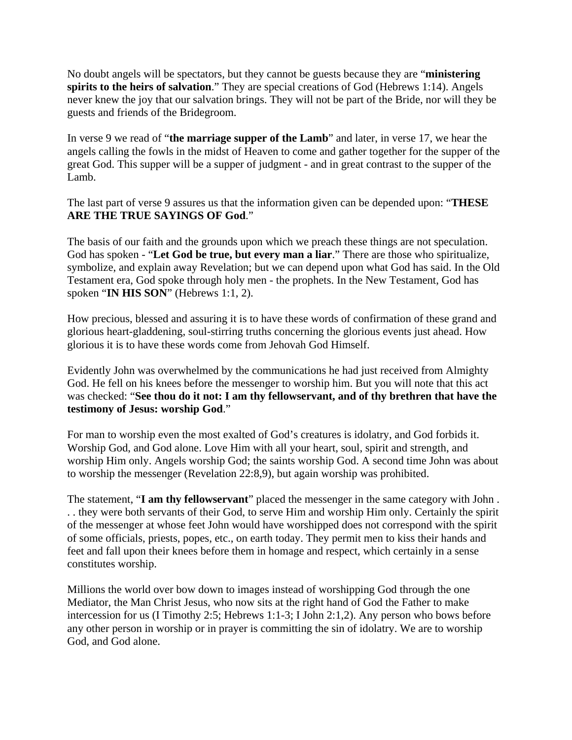No doubt angels will be spectators, but they cannot be guests because they are "**ministering spirits to the heirs of salvation**." They are special creations of God (Hebrews 1:14). Angels never knew the joy that our salvation brings. They will not be part of the Bride, nor will they be guests and friends of the Bridegroom.

In verse 9 we read of "**the marriage supper of the Lamb**" and later, in verse 17, we hear the angels calling the fowls in the midst of Heaven to come and gather together for the supper of the great God. This supper will be a supper of judgment - and in great contrast to the supper of the Lamb.

The last part of verse 9 assures us that the information given can be depended upon: "**THESE ARE THE TRUE SAYINGS OF God**."

The basis of our faith and the grounds upon which we preach these things are not speculation. God has spoken - "**Let God be true, but every man a liar**." There are those who spiritualize, symbolize, and explain away Revelation; but we can depend upon what God has said. In the Old Testament era, God spoke through holy men - the prophets. In the New Testament, God has spoken "**IN HIS SON**" (Hebrews 1:1, 2).

How precious, blessed and assuring it is to have these words of confirmation of these grand and glorious heart-gladdening, soul-stirring truths concerning the glorious events just ahead. How glorious it is to have these words come from Jehovah God Himself.

Evidently John was overwhelmed by the communications he had just received from Almighty God. He fell on his knees before the messenger to worship him. But you will note that this act was checked: "**See thou do it not: I am thy fellowservant, and of thy brethren that have the testimony of Jesus: worship God**."

For man to worship even the most exalted of God's creatures is idolatry, and God forbids it. Worship God, and God alone. Love Him with all your heart, soul, spirit and strength, and worship Him only. Angels worship God; the saints worship God. A second time John was about to worship the messenger (Revelation 22:8,9), but again worship was prohibited.

The statement, "**I am thy fellowservant**" placed the messenger in the same category with John . . . they were both servants of their God, to serve Him and worship Him only. Certainly the spirit of the messenger at whose feet John would have worshipped does not correspond with the spirit of some officials, priests, popes, etc., on earth today. They permit men to kiss their hands and feet and fall upon their knees before them in homage and respect, which certainly in a sense constitutes worship.

Millions the world over bow down to images instead of worshipping God through the one Mediator, the Man Christ Jesus, who now sits at the right hand of God the Father to make intercession for us (I Timothy 2:5; Hebrews 1:1-3; I John 2:1,2). Any person who bows before any other person in worship or in prayer is committing the sin of idolatry. We are to worship God, and God alone.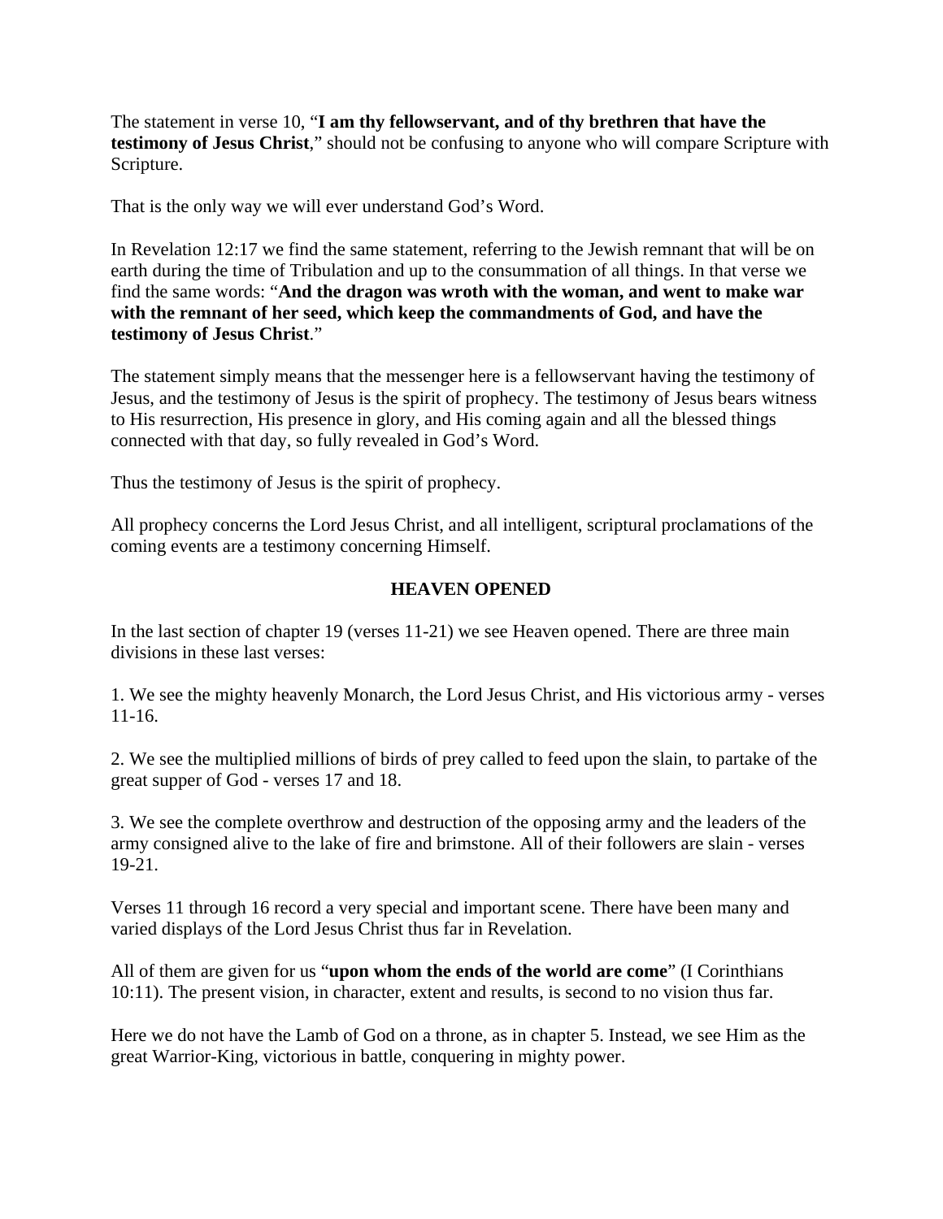The statement in verse 10, "**I am thy fellowservant, and of thy brethren that have the testimony of Jesus Christ**," should not be confusing to anyone who will compare Scripture with Scripture.

That is the only way we will ever understand God's Word.

In Revelation 12:17 we find the same statement, referring to the Jewish remnant that will be on earth during the time of Tribulation and up to the consummation of all things. In that verse we find the same words: "**And the dragon was wroth with the woman, and went to make war with the remnant of her seed, which keep the commandments of God, and have the testimony of Jesus Christ**."

The statement simply means that the messenger here is a fellowservant having the testimony of Jesus, and the testimony of Jesus is the spirit of prophecy. The testimony of Jesus bears witness to His resurrection, His presence in glory, and His coming again and all the blessed things connected with that day, so fully revealed in God's Word.

Thus the testimony of Jesus is the spirit of prophecy.

All prophecy concerns the Lord Jesus Christ, and all intelligent, scriptural proclamations of the coming events are a testimony concerning Himself.

## HEAVEN OPENED

In the last section of chapter 19 (verses 11-21) we see Heaven opened. There are three main divisions in these last verses:

1. We see the mighty heavenly Monarch, the Lord Jesus Christ, and His victorious army - verses 11-16.

2. We see the multiplied millions of birds of prey called to feed upon the slain, to partake of the great supper of God - verses 17 and 18.

3. We see the complete overthrow and destruction of the opposing army and the leaders of the army consigned alive to the lake of fire and brimstone. All of their followers are slain - verses 19-21.

Verses 11 through 16 record a very special and important scene. There have been many and varied displays of the Lord Jesus Christ thus far in Revelation.

All of them are given for us "**upon whom the ends of the world are come**" (I Corinthians 10:11). The present vision, in character, extent and results, is second to no vision thus far.

Here we do not have the Lamb of God on a throne, as in chapter 5. Instead, we see Him as the great Warrior-King, victorious in battle, conquering in mighty power.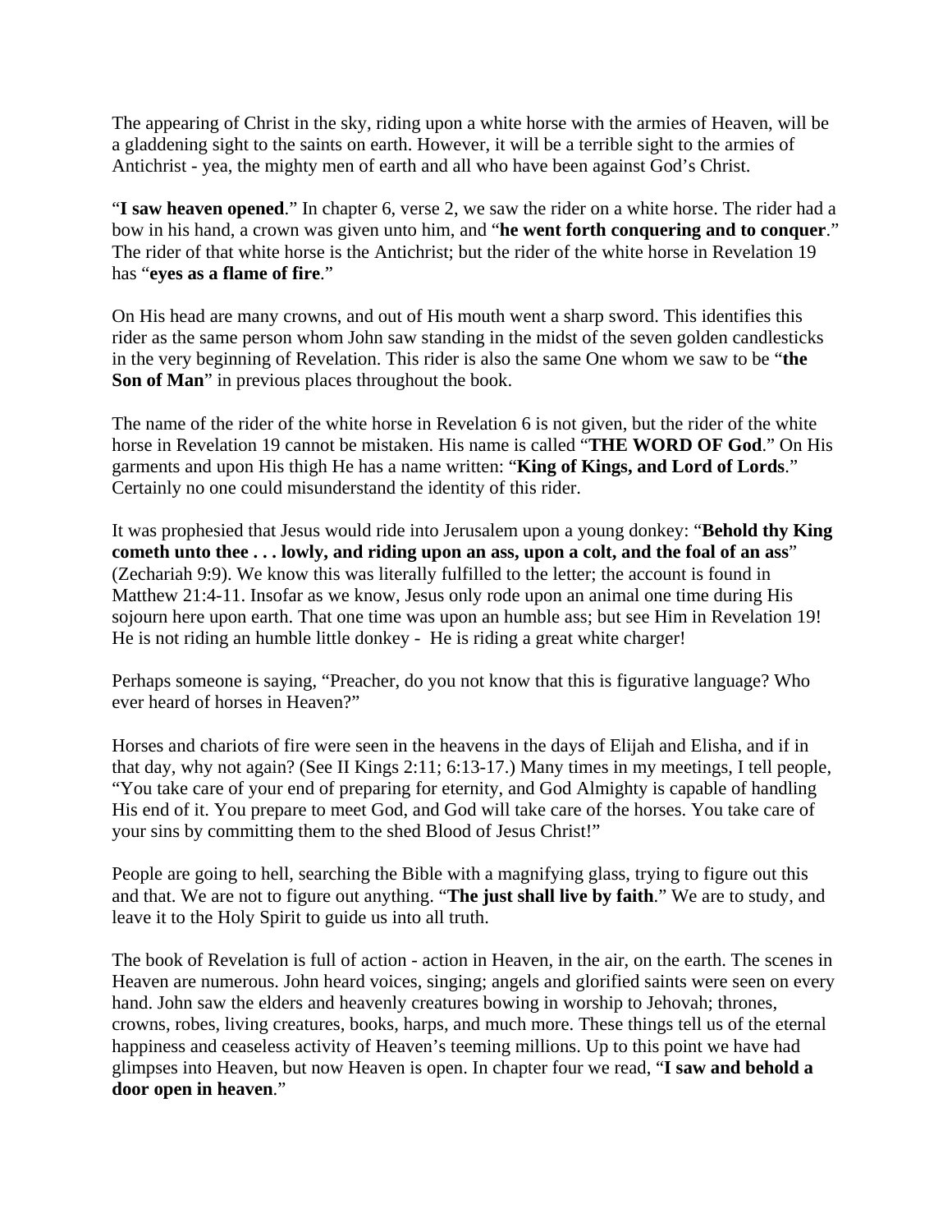The appearing of Christ in the sky, riding upon a white horse with the armies of Heaven, will be a gladdening sight to the saints on earth. However, it will be a terrible sight to the armies of Antichrist - yea, the mighty men of earth and all who have been against God's Christ.

"**I saw heaven opened**." In chapter 6, verse 2, we saw the rider on a white horse. The rider had a bow in his hand, a crown was given unto him, and "**he went forth conquering and to conquer**." The rider of that white horse is the Antichrist; but the rider of the white horse in Revelation 19 has "**eyes as a flame of fire**."

On His head are many crowns, and out of His mouth went a sharp sword. This identifies this rider as the same person whom John saw standing in the midst of the seven golden candlesticks in the very beginning of Revelation. This rider is also the same One whom we saw to be "**the Son of Man**" in previous places throughout the book.

The name of the rider of the white horse in Revelation 6 is not given, but the rider of the white horse in Revelation 19 cannot be mistaken. His name is called "**THE WORD OF God**." On His garments and upon His thigh He has a name written: "**King of Kings, and Lord of Lords**." Certainly no one could misunderstand the identity of this rider.

It was prophesied that Jesus would ride into Jerusalem upon a young donkey: "**Behold thy King cometh unto thee . . . lowly, and riding upon an ass, upon a colt, and the foal of an ass**" (Zechariah 9:9). We know this was literally fulfilled to the letter; the account is found in Matthew 21:4-11. Insofar as we know, Jesus only rode upon an animal one time during His sojourn here upon earth. That one time was upon an humble ass; but see Him in Revelation 19! He is not riding an humble little donkey - He is riding a great white charger!

Perhaps someone is saying, "Preacher, do you not know that this is figurative language? Who ever heard of horses in Heaven?"

Horses and chariots of fire were seen in the heavens in the days of Elijah and Elisha, and if in that day, why not again? (See II Kings 2:11; 6:13-17.) Many times in my meetings, I tell people, "You take care of your end of preparing for eternity, and God Almighty is capable of handling His end of it. You prepare to meet God, and God will take care of the horses. You take care of your sins by committing them to the shed Blood of Jesus Christ!"

People are going to hell, searching the Bible with a magnifying glass, trying to figure out this and that. We are not to figure out anything. "**The just shall live by faith**." We are to study, and leave it to the Holy Spirit to guide us into all truth.

The book of Revelation is full of action - action in Heaven, in the air, on the earth. The scenes in Heaven are numerous. John heard voices, singing; angels and glorified saints were seen on every hand. John saw the elders and heavenly creatures bowing in worship to Jehovah; thrones, crowns, robes, living creatures, books, harps, and much more. These things tell us of the eternal happiness and ceaseless activity of Heaven's teeming millions. Up to this point we have had glimpses into Heaven, but now Heaven is open. In chapter four we read, "**I saw and behold a door open in heaven**."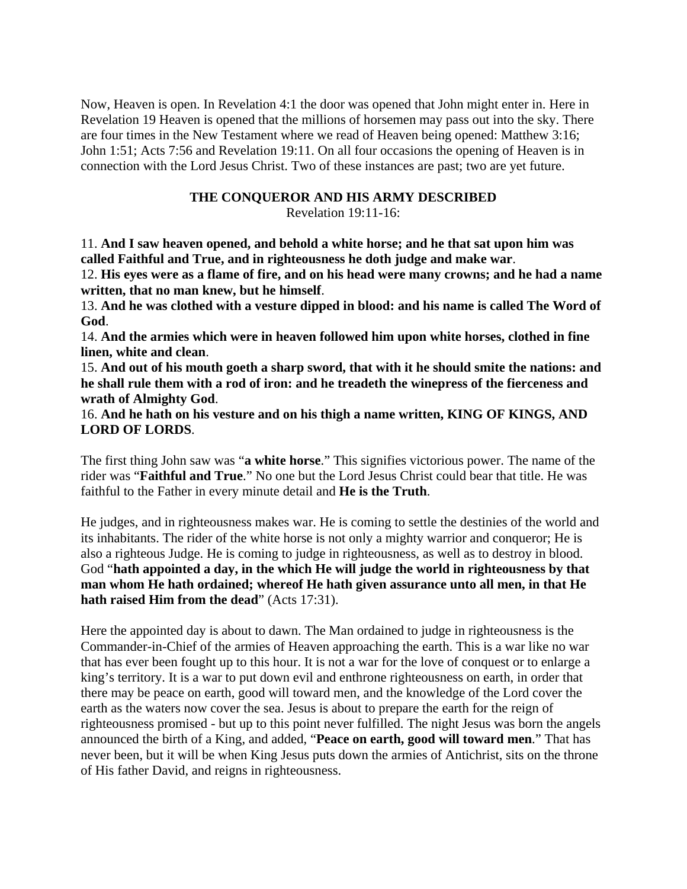Now, Heaven is open. In Revelation 4:1 the door was opened that John might enter in. Here in Revelation 19 Heaven is opened that the millions of horsemen may pass out into the sky. There are four times in the New Testament where we read of Heaven being opened: Matthew 3:16; John 1:51; Acts 7:56 and Revelation 19:11. On all four occasions the opening of Heaven is in connection with the Lord Jesus Christ. Two of these instances are past; two are yet future.

### THE CONQUEROR AND HIS ARMY DESCRIBED

Revelation 19:11-16:

11. **And I saw heaven opened, and behold a white horse; and he that sat upon him was called Faithful and True, and in righteousness he doth judge and make war**.
12. **His eyes were as a flame of fire, and on his head were many crowns; and he had a name written, that no man knew, but he himself**.
13. **And he was clothed with a vesture dipped in blood: and his name is called The Word of God**.
14. **And the armies which were in heaven followed him upon white horses, clothed in fine linen, white and clean**.
15. **And out of his mouth goeth a sharp sword, that with it he should smite the nations: and he shall rule them with a rod of iron: and he treadeth the winepress of the fierceness and wrath of Almighty God**.
16. **And he hath on his vesture and on his thigh a name written, KING OF KINGS, AND LORD OF LORDS**.

The first thing John saw was "**a white horse**." This signifies victorious power. The name of the rider was "**Faithful and True**." No one but the Lord Jesus Christ could bear that title. He was faithful to the Father in every minute detail and **He is the Truth**.

He judges, and in righteousness makes war. He is coming to settle the destinies of the world and its inhabitants. The rider of the white horse is not only a mighty warrior and conqueror; He is also a righteous Judge. He is coming to judge in righteousness, as well as to destroy in blood. God "**hath appointed a day, in the which He will judge the world in righteousness by that man whom He hath ordained; whereof He hath given assurance unto all men, in that He hath raised Him from the dead**" (Acts 17:31).

Here the appointed day is about to dawn. The Man ordained to judge in righteousness is the Commander-in-Chief of the armies of Heaven approaching the earth. This is a war like no war that has ever been fought up to this hour. It is not a war for the love of conquest or to enlarge a king's territory. It is a war to put down evil and enthrone righteousness on earth, in order that there may be peace on earth, good will toward men, and the knowledge of the Lord cover the earth as the waters now cover the sea. Jesus is about to prepare the earth for the reign of righteousness promised - but up to this point never fulfilled. The night Jesus was born the angels announced the birth of a King, and added, "**Peace on earth, good will toward men**." That has never been, but it will be when King Jesus puts down the armies of Antichrist, sits on the throne of His father David, and reigns in righteousness.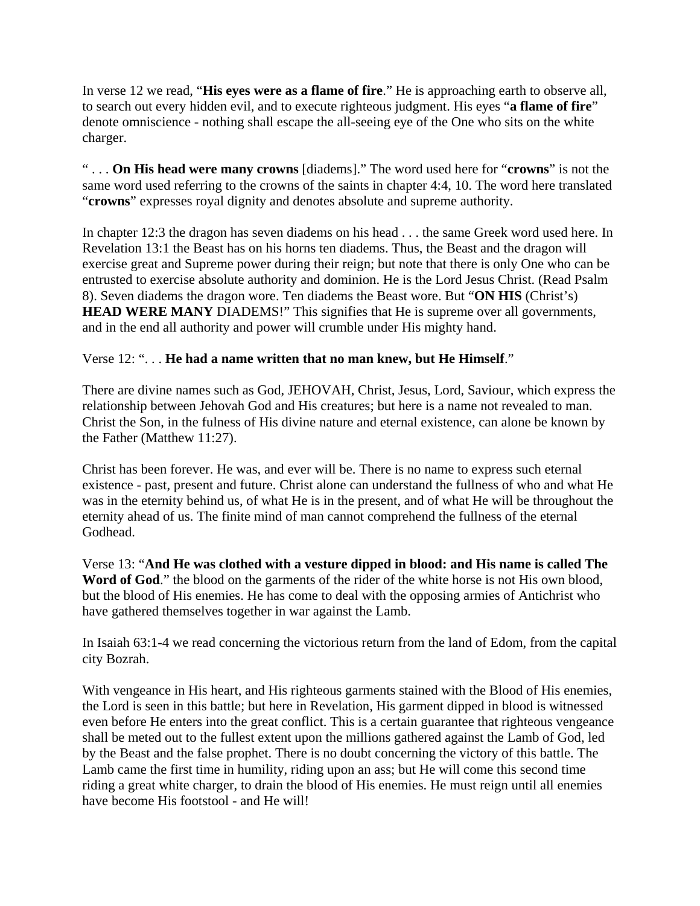In verse 12 we read, "**His eyes were as a flame of fire**." He is approaching earth to observe all, to search out every hidden evil, and to execute righteous judgment. His eyes "**a flame of fire**" denote omniscience - nothing shall escape the all-seeing eye of the One who sits on the white charger.

" . . . **On His head were many crowns** [diadems]." The word used here for "**crowns**" is not the same word used referring to the crowns of the saints in chapter 4:4, 10. The word here translated "**crowns**" expresses royal dignity and denotes absolute and supreme authority.

In chapter 12:3 the dragon has seven diadems on his head . . . the same Greek word used here. In Revelation 13:1 the Beast has on his horns ten diadems. Thus, the Beast and the dragon will exercise great and Supreme power during their reign; but note that there is only One who can be entrusted to exercise absolute authority and dominion. He is the Lord Jesus Christ. (Read Psalm 8). Seven diadems the dragon wore. Ten diadems the Beast wore. But "**ON HIS** (Christ's) **HEAD WERE MANY** DIADEMS!" This signifies that He is supreme over all governments, and in the end all authority and power will crumble under His mighty hand.

Verse 12: ". . . **He had a name written that no man knew, but He Himself**."

There are divine names such as God, JEHOVAH, Christ, Jesus, Lord, Saviour, which express the relationship between Jehovah God and His creatures; but here is a name not revealed to man. Christ the Son, in the fulness of His divine nature and eternal existence, can alone be known by the Father (Matthew 11:27).

Christ has been forever. He was, and ever will be. There is no name to express such eternal existence - past, present and future. Christ alone can understand the fullness of who and what He was in the eternity behind us, of what He is in the present, and of what He will be throughout the eternity ahead of us. The finite mind of man cannot comprehend the fullness of the eternal Godhead.

Verse 13: "**And He was clothed with a vesture dipped in blood: and His name is called The Word of God**." the blood on the garments of the rider of the white horse is not His own blood, but the blood of His enemies. He has come to deal with the opposing armies of Antichrist who have gathered themselves together in war against the Lamb.

In Isaiah 63:1-4 we read concerning the victorious return from the land of Edom, from the capital city Bozrah.

With vengeance in His heart, and His righteous garments stained with the Blood of His enemies, the Lord is seen in this battle; but here in Revelation, His garment dipped in blood is witnessed even before He enters into the great conflict. This is a certain guarantee that righteous vengeance shall be meted out to the fullest extent upon the millions gathered against the Lamb of God, led by the Beast and the false prophet. There is no doubt concerning the victory of this battle. The Lamb came the first time in humility, riding upon an ass; but He will come this second time riding a great white charger, to drain the blood of His enemies. He must reign until all enemies have become His footstool - and He will!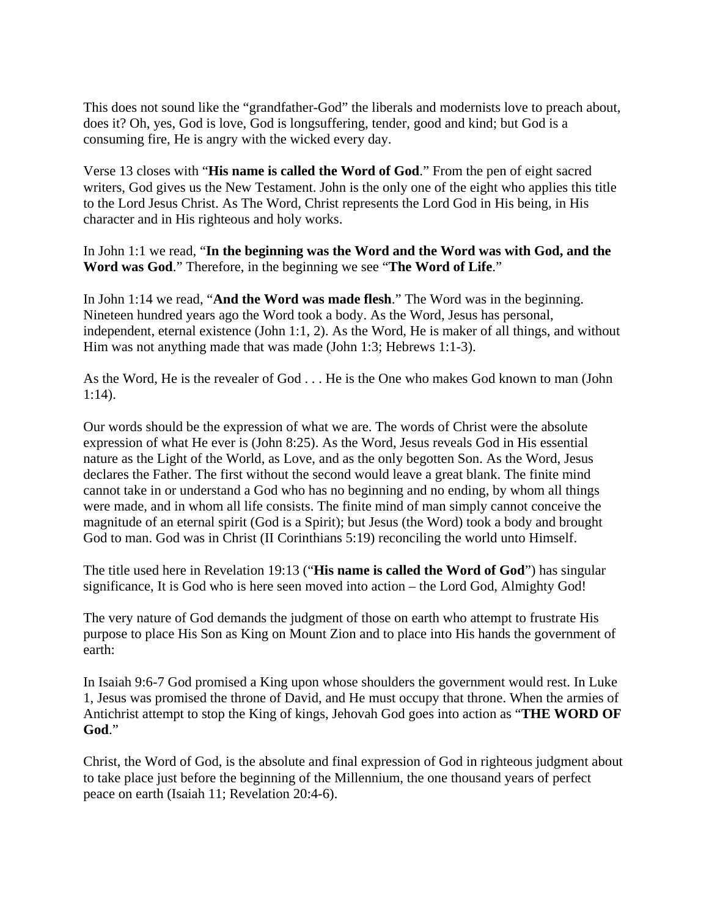This does not sound like the "grandfather-God" the liberals and modernists love to preach about, does it? Oh, yes, God is love, God is longsuffering, tender, good and kind; but God is a consuming fire, He is angry with the wicked every day.

Verse 13 closes with "**His name is called the Word of God**." From the pen of eight sacred writers, God gives us the New Testament. John is the only one of the eight who applies this title to the Lord Jesus Christ. As The Word, Christ represents the Lord God in His being, in His character and in His righteous and holy works.

In John 1:1 we read, "**In the beginning was the Word and the Word was with God, and the Word was God**." Therefore, in the beginning we see "**The Word of Life**."

In John 1:14 we read, "**And the Word was made flesh**." The Word was in the beginning. Nineteen hundred years ago the Word took a body. As the Word, Jesus has personal, independent, eternal existence (John 1:1, 2). As the Word, He is maker of all things, and without Him was not anything made that was made (John 1:3; Hebrews 1:1-3).

As the Word, He is the revealer of God . . . He is the One who makes God known to man (John 1:14).

Our words should be the expression of what we are. The words of Christ were the absolute expression of what He ever is (John 8:25). As the Word, Jesus reveals God in His essential nature as the Light of the World, as Love, and as the only begotten Son. As the Word, Jesus declares the Father. The first without the second would leave a great blank. The finite mind cannot take in or understand a God who has no beginning and no ending, by whom all things were made, and in whom all life consists. The finite mind of man simply cannot conceive the magnitude of an eternal spirit (God is a Spirit); but Jesus (the Word) took a body and brought God to man. God was in Christ (II Corinthians 5:19) reconciling the world unto Himself.

The title used here in Revelation 19:13 ("**His name is called the Word of God**") has singular significance, It is God who is here seen moved into action – the Lord God, Almighty God!

The very nature of God demands the judgment of those on earth who attempt to frustrate His purpose to place His Son as King on Mount Zion and to place into His hands the government of earth:

In Isaiah 9:6-7 God promised a King upon whose shoulders the government would rest. In Luke 1, Jesus was promised the throne of David, and He must occupy that throne. When the armies of Antichrist attempt to stop the King of kings, Jehovah God goes into action as "**THE WORD OF God**."

Christ, the Word of God, is the absolute and final expression of God in righteous judgment about to take place just before the beginning of the Millennium, the one thousand years of perfect peace on earth (Isaiah 11; Revelation 20:4-6).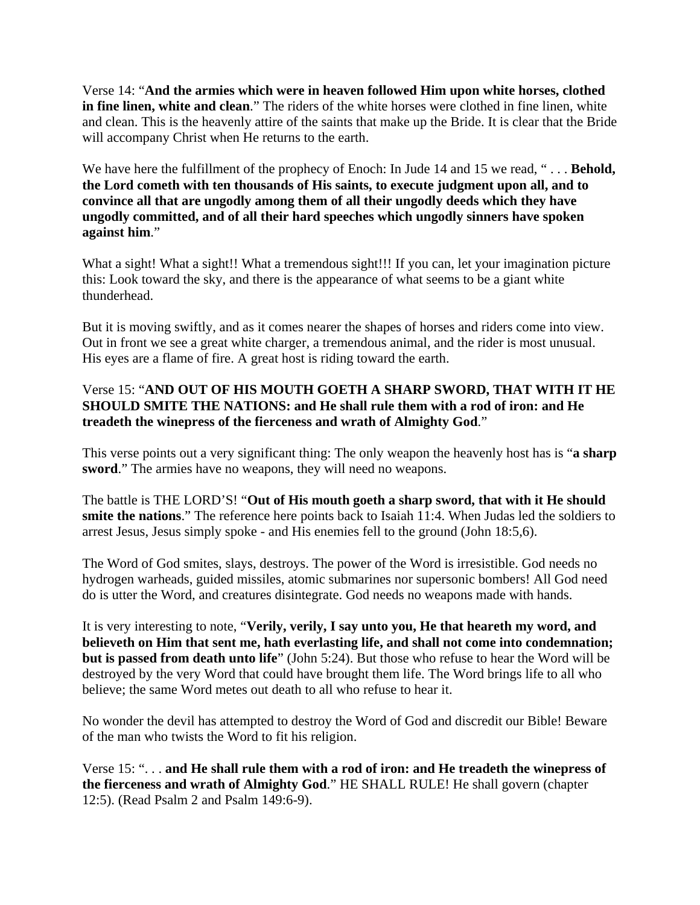Verse 14: "**And the armies which were in heaven followed Him upon white horses, clothed in fine linen, white and clean**." The riders of the white horses were clothed in fine linen, white and clean. This is the heavenly attire of the saints that make up the Bride. It is clear that the Bride will accompany Christ when He returns to the earth.

We have here the fulfillment of the prophecy of Enoch: In Jude 14 and 15 we read, " . . . **Behold, the Lord cometh with ten thousands of His saints, to execute judgment upon all, and to convince all that are ungodly among them of all their ungodly deeds which they have ungodly committed, and of all their hard speeches which ungodly sinners have spoken against him**."

What a sight! What a sight!! What a tremendous sight!!! If you can, let your imagination picture this: Look toward the sky, and there is the appearance of what seems to be a giant white thunderhead.

But it is moving swiftly, and as it comes nearer the shapes of horses and riders come into view. Out in front we see a great white charger, a tremendous animal, and the rider is most unusual. His eyes are a flame of fire. A great host is riding toward the earth.

Verse 15: "**AND OUT OF HIS MOUTH GOETH A SHARP SWORD, THAT WITH IT HE SHOULD SMITE THE NATIONS: and He shall rule them with a rod of iron: and He treadeth the winepress of the fierceness and wrath of Almighty God**."

This verse points out a very significant thing: The only weapon the heavenly host has is "**a sharp sword**." The armies have no weapons, they will need no weapons.

The battle is THE LORD'S! "**Out of His mouth goeth a sharp sword, that with it He should smite the nations**." The reference here points back to Isaiah 11:4. When Judas led the soldiers to arrest Jesus, Jesus simply spoke - and His enemies fell to the ground (John 18:5,6).

The Word of God smites, slays, destroys. The power of the Word is irresistible. God needs no hydrogen warheads, guided missiles, atomic submarines nor supersonic bombers! All God need do is utter the Word, and creatures disintegrate. God needs no weapons made with hands.

It is very interesting to note, "**Verily, verily, I say unto you, He that heareth my word, and believeth on Him that sent me, hath everlasting life, and shall not come into condemnation; but is passed from death unto life**" (John 5:24). But those who refuse to hear the Word will be destroyed by the very Word that could have brought them life. The Word brings life to all who believe; the same Word metes out death to all who refuse to hear it.

No wonder the devil has attempted to destroy the Word of God and discredit our Bible! Beware of the man who twists the Word to fit his religion.

Verse 15: ". . . **and He shall rule them with a rod of iron: and He treadeth the winepress of the fierceness and wrath of Almighty God**." HE SHALL RULE! He shall govern (chapter 12:5). (Read Psalm 2 and Psalm 149:6-9).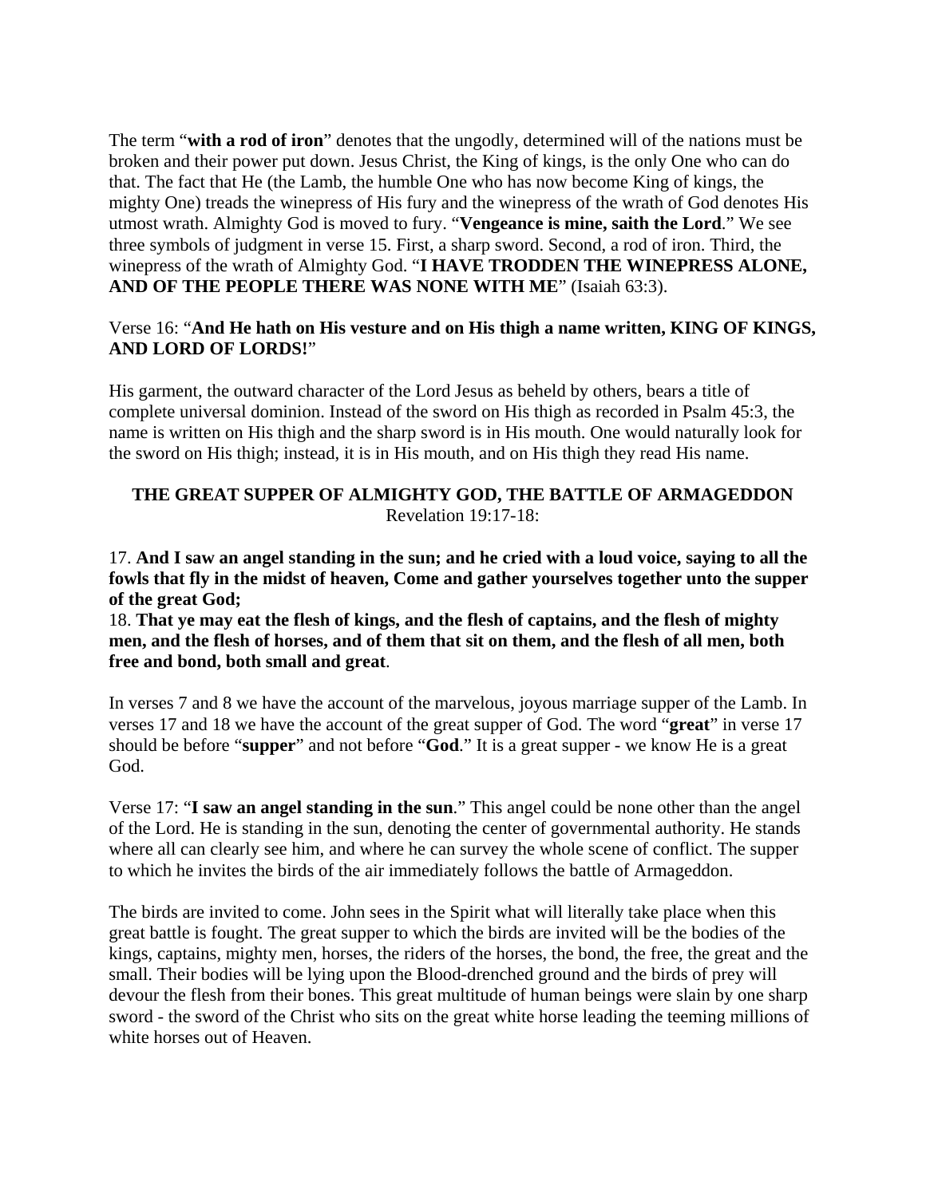The term "**with a rod of iron**" denotes that the ungodly, determined will of the nations must be broken and their power put down. Jesus Christ, the King of kings, is the only One who can do that. The fact that He (the Lamb, the humble One who has now become King of kings, the mighty One) treads the winepress of His fury and the winepress of the wrath of God denotes His utmost wrath. Almighty God is moved to fury. "**Vengeance is mine, saith the Lord**." We see three symbols of judgment in verse 15. First, a sharp sword. Second, a rod of iron. Third, the winepress of the wrath of Almighty God. "**I HAVE TRODDEN THE WINEPRESS ALONE, AND OF THE PEOPLE THERE WAS NONE WITH ME**" (Isaiah 63:3).

Verse 16: "**And He hath on His vesture and on His thigh a name written, KING OF KINGS, AND LORD OF LORDS!**"

His garment, the outward character of the Lord Jesus as beheld by others, bears a title of complete universal dominion. Instead of the sword on His thigh as recorded in Psalm 45:3, the name is written on His thigh and the sharp sword is in His mouth. One would naturally look for the sword on His thigh; instead, it is in His mouth, and on His thigh they read His name.

## THE GREAT SUPPER OF ALMIGHTY GOD, THE BATTLE OF ARMAGEDDON

Revelation 19:17-18:

17. **And I saw an angel standing in the sun; and he cried with a loud voice, saying to all the fowls that fly in the midst of heaven, Come and gather yourselves together unto the supper of the great God;**
18. **That ye may eat the flesh of kings, and the flesh of captains, and the flesh of mighty men, and the flesh of horses, and of them that sit on them, and the flesh of all men, both free and bond, both small and great**.

In verses 7 and 8 we have the account of the marvelous, joyous marriage supper of the Lamb. In verses 17 and 18 we have the account of the great supper of God. The word "**great**" in verse 17 should be before "**supper**" and not before "**God**." It is a great supper - we know He is a great God.

Verse 17: "**I saw an angel standing in the sun**." This angel could be none other than the angel of the Lord. He is standing in the sun, denoting the center of governmental authority. He stands where all can clearly see him, and where he can survey the whole scene of conflict. The supper to which he invites the birds of the air immediately follows the battle of Armageddon.

The birds are invited to come. John sees in the Spirit what will literally take place when this great battle is fought. The great supper to which the birds are invited will be the bodies of the kings, captains, mighty men, horses, the riders of the horses, the bond, the free, the great and the small. Their bodies will be lying upon the Blood-drenched ground and the birds of prey will devour the flesh from their bones. This great multitude of human beings were slain by one sharp sword - the sword of the Christ who sits on the great white horse leading the teeming millions of white horses out of Heaven.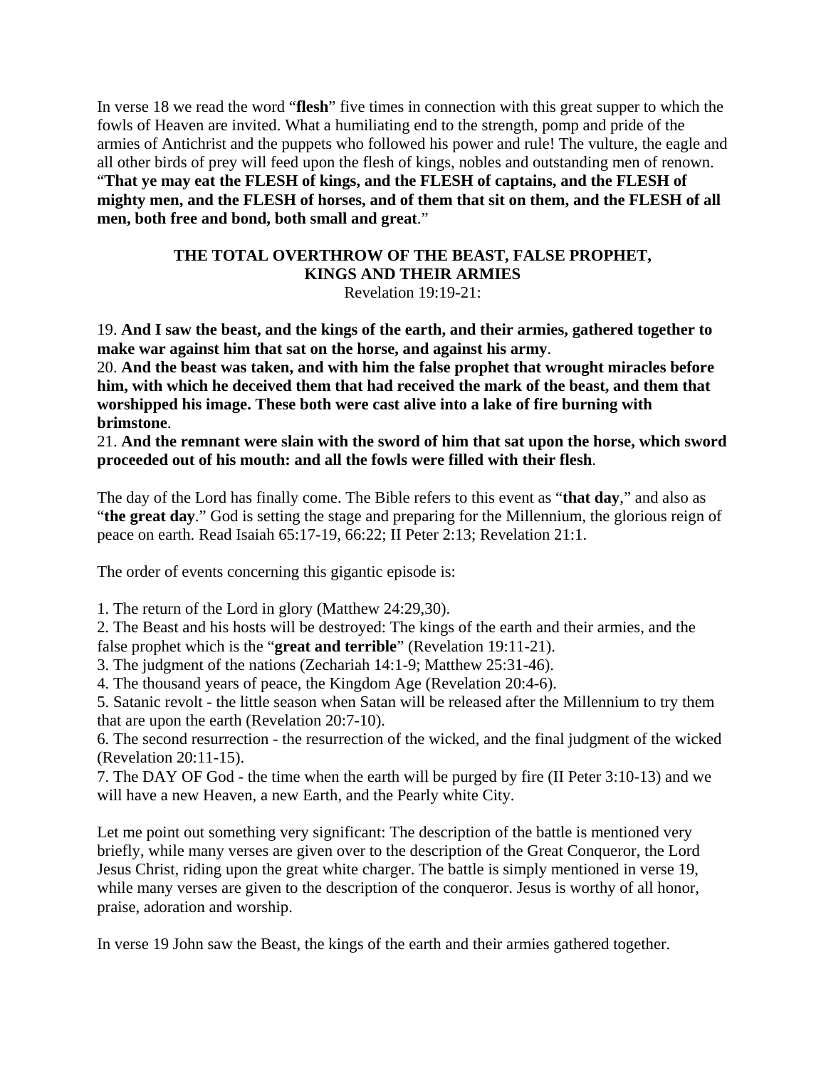In verse 18 we read the word "**flesh**" five times in connection with this great supper to which the fowls of Heaven are invited. What a humiliating end to the strength, pomp and pride of the armies of Antichrist and the puppets who followed his power and rule! The vulture, the eagle and all other birds of prey will feed upon the flesh of kings, nobles and outstanding men of renown. "**That ye may eat the FLESH of kings, and the FLESH of captains, and the FLESH of mighty men, and the FLESH of horses, and of them that sit on them, and the FLESH of all men, both free and bond, both small and great**."

## THE TOTAL OVERTHROW OF THE BEAST, FALSE PROPHET, KINGS AND THEIR ARMIES

Revelation 19:19-21:

19. **And I saw the beast, and the kings of the earth, and their armies, gathered together to make war against him that sat on the horse, and against his army**.
20. **And the beast was taken, and with him the false prophet that wrought miracles before him, with which he deceived them that had received the mark of the beast, and them that worshipped his image. These both were cast alive into a lake of fire burning with brimstone**.
21. **And the remnant were slain with the sword of him that sat upon the horse, which sword proceeded out of his mouth: and all the fowls were filled with their flesh**.

The day of the Lord has finally come. The Bible refers to this event as "**that day**," and also as "**the great day**." God is setting the stage and preparing for the Millennium, the glorious reign of peace on earth. Read Isaiah 65:17-19, 66:22; II Peter 2:13; Revelation 21:1.

The order of events concerning this gigantic episode is:

1. The return of the Lord in glory (Matthew 24:29,30).
2. The Beast and his hosts will be destroyed: The kings of the earth and their armies, and the false prophet which is the "**great and terrible**" (Revelation 19:11-21).
3. The judgment of the nations (Zechariah 14:1-9; Matthew 25:31-46).
4. The thousand years of peace, the Kingdom Age (Revelation 20:4-6).
5. Satanic revolt - the little season when Satan will be released after the Millennium to try them that are upon the earth (Revelation 20:7-10).
6. The second resurrection - the resurrection of the wicked, and the final judgment of the wicked (Revelation 20:11-15).
7. The DAY OF God - the time when the earth will be purged by fire (II Peter 3:10-13) and we will have a new Heaven, a new Earth, and the Pearly white City.

Let me point out something very significant: The description of the battle is mentioned very briefly, while many verses are given over to the description of the Great Conqueror, the Lord Jesus Christ, riding upon the great white charger. The battle is simply mentioned in verse 19, while many verses are given to the description of the conqueror. Jesus is worthy of all honor, praise, adoration and worship.

In verse 19 John saw the Beast, the kings of the earth and their armies gathered together.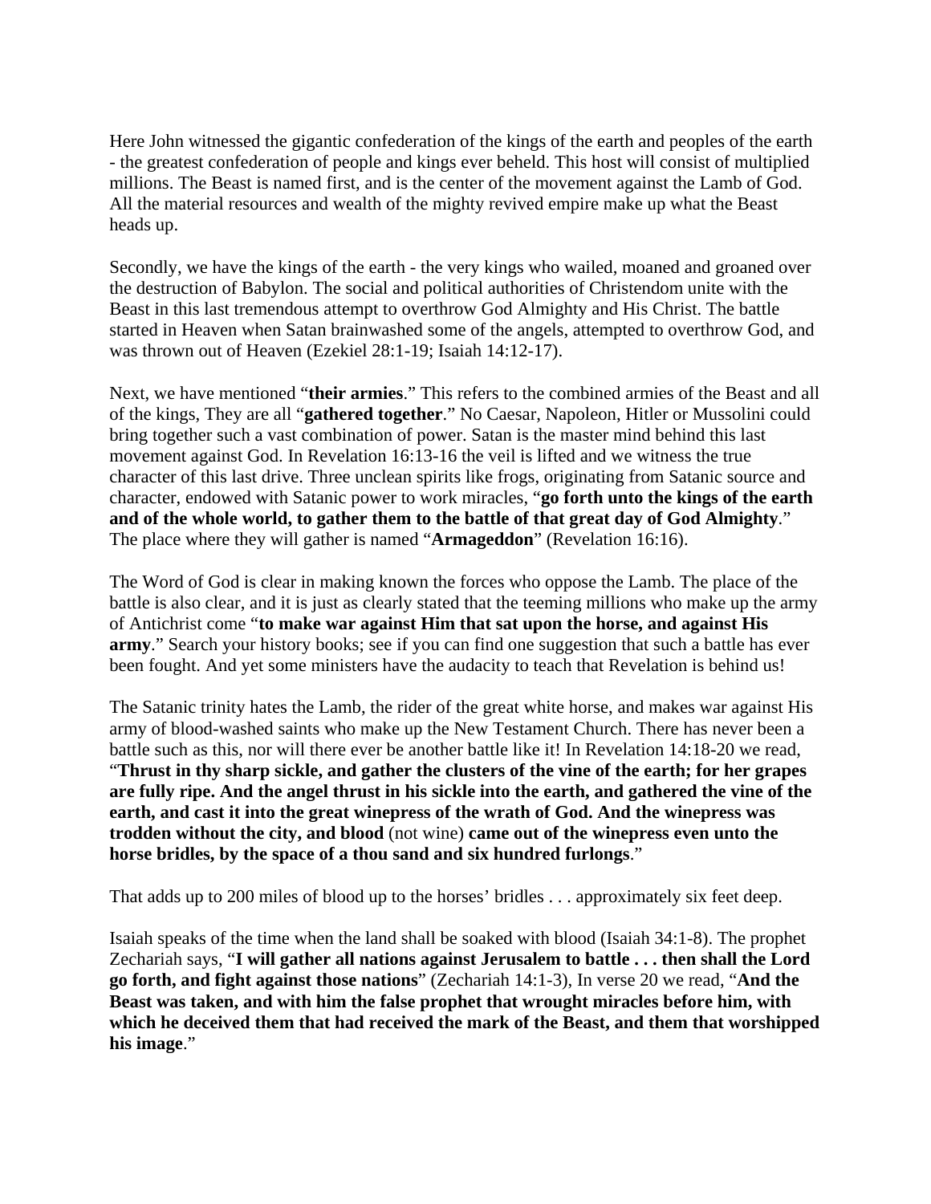Here John witnessed the gigantic confederation of the kings of the earth and peoples of the earth - the greatest confederation of people and kings ever beheld. This host will consist of multiplied millions. The Beast is named first, and is the center of the movement against the Lamb of God. All the material resources and wealth of the mighty revived empire make up what the Beast heads up.

Secondly, we have the kings of the earth - the very kings who wailed, moaned and groaned over the destruction of Babylon. The social and political authorities of Christendom unite with the Beast in this last tremendous attempt to overthrow God Almighty and His Christ. The battle started in Heaven when Satan brainwashed some of the angels, attempted to overthrow God, and was thrown out of Heaven (Ezekiel 28:1-19; Isaiah 14:12-17).

Next, we have mentioned "**their armies**." This refers to the combined armies of the Beast and all of the kings, They are all "**gathered together**." No Caesar, Napoleon, Hitler or Mussolini could bring together such a vast combination of power. Satan is the master mind behind this last movement against God. In Revelation 16:13-16 the veil is lifted and we witness the true character of this last drive. Three unclean spirits like frogs, originating from Satanic source and character, endowed with Satanic power to work miracles, "**go forth unto the kings of the earth and of the whole world, to gather them to the battle of that great day of God Almighty**." The place where they will gather is named "**Armageddon**" (Revelation 16:16).

The Word of God is clear in making known the forces who oppose the Lamb. The place of the battle is also clear, and it is just as clearly stated that the teeming millions who make up the army of Antichrist come "**to make war against Him that sat upon the horse, and against His army**." Search your history books; see if you can find one suggestion that such a battle has ever been fought. And yet some ministers have the audacity to teach that Revelation is behind us!

The Satanic trinity hates the Lamb, the rider of the great white horse, and makes war against His army of blood-washed saints who make up the New Testament Church. There has never been a battle such as this, nor will there ever be another battle like it! In Revelation 14:18-20 we read, "**Thrust in thy sharp sickle, and gather the clusters of the vine of the earth; for her grapes are fully ripe. And the angel thrust in his sickle into the earth, and gathered the vine of the earth, and cast it into the great winepress of the wrath of God. And the winepress was trodden without the city, and blood** (not wine) **came out of the winepress even unto the horse bridles, by the space of a thou sand and six hundred furlongs**."

That adds up to 200 miles of blood up to the horses' bridles . . . approximately six feet deep.

Isaiah speaks of the time when the land shall be soaked with blood (Isaiah 34:1-8). The prophet Zechariah says, "**I will gather all nations against Jerusalem to battle . . . then shall the Lord go forth, and fight against those nations**" (Zechariah 14:1-3), In verse 20 we read, "**And the Beast was taken, and with him the false prophet that wrought miracles before him, with which he deceived them that had received the mark of the Beast, and them that worshipped his image**."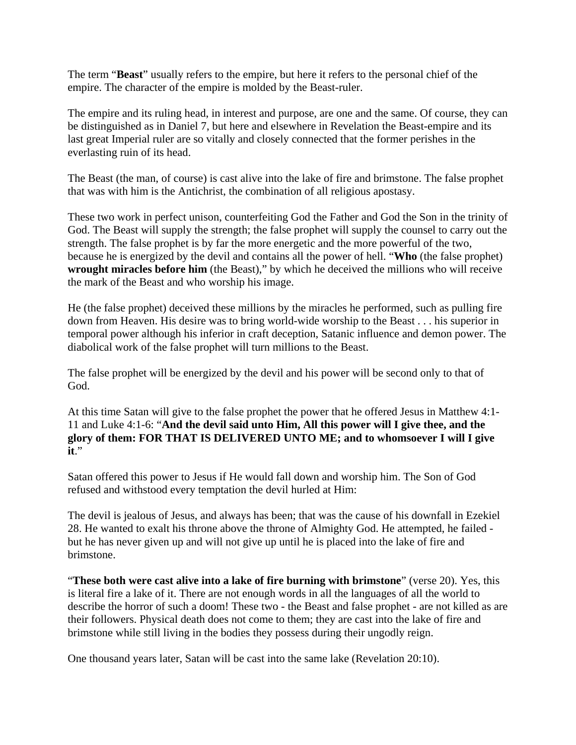The term “**Beast**” usually refers to the empire, but here it refers to the personal chief of the empire. The character of the empire is molded by the Beast-ruler.

The empire and its ruling head, in interest and purpose, are one and the same. Of course, they can be distinguished as in Daniel 7, but here and elsewhere in Revelation the Beast-empire and its last great Imperial ruler are so vitally and closely connected that the former perishes in the everlasting ruin of its head.

The Beast (the man, of course) is cast alive into the lake of fire and brimstone. The false prophet that was with him is the Antichrist, the combination of all religious apostasy.

These two work in perfect unison, counterfeiting God the Father and God the Son in the trinity of God. The Beast will supply the strength; the false prophet will supply the counsel to carry out the strength. The false prophet is by far the more energetic and the more powerful of the two, because he is energized by the devil and contains all the power of hell. “**Who** (the false prophet) **wrought miracles before him** (the Beast),” by which he deceived the millions who will receive the mark of the Beast and who worship his image.

He (the false prophet) deceived these millions by the miracles he performed, such as pulling fire down from Heaven. His desire was to bring world-wide worship to the Beast . . . his superior in temporal power although his inferior in craft deception, Satanic influence and demon power. The diabolical work of the false prophet will turn millions to the Beast.

The false prophet will be energized by the devil and his power will be second only to that of God.

At this time Satan will give to the false prophet the power that he offered Jesus in Matthew 4:1-11 and Luke 4:1-6: “**And the devil said unto Him, All this power will I give thee, and the glory of them: FOR THAT IS DELIVERED UNTO ME; and to whomsoever I will I give it**.”

Satan offered this power to Jesus if He would fall down and worship him. The Son of God refused and withstood every temptation the devil hurled at Him:

The devil is jealous of Jesus, and always has been; that was the cause of his downfall in Ezekiel 28. He wanted to exalt his throne above the throne of Almighty God. He attempted, he failed - but he has never given up and will not give up until he is placed into the lake of fire and brimstone.

“**These both were cast alive into a lake of fire burning with brimstone**” (verse 20). Yes, this is literal fire a lake of it. There are not enough words in all the languages of all the world to describe the horror of such a doom! These two - the Beast and false prophet - are not killed as are their followers. Physical death does not come to them; they are cast into the lake of fire and brimstone while still living in the bodies they possess during their ungodly reign.

One thousand years later, Satan will be cast into the same lake (Revelation 20:10).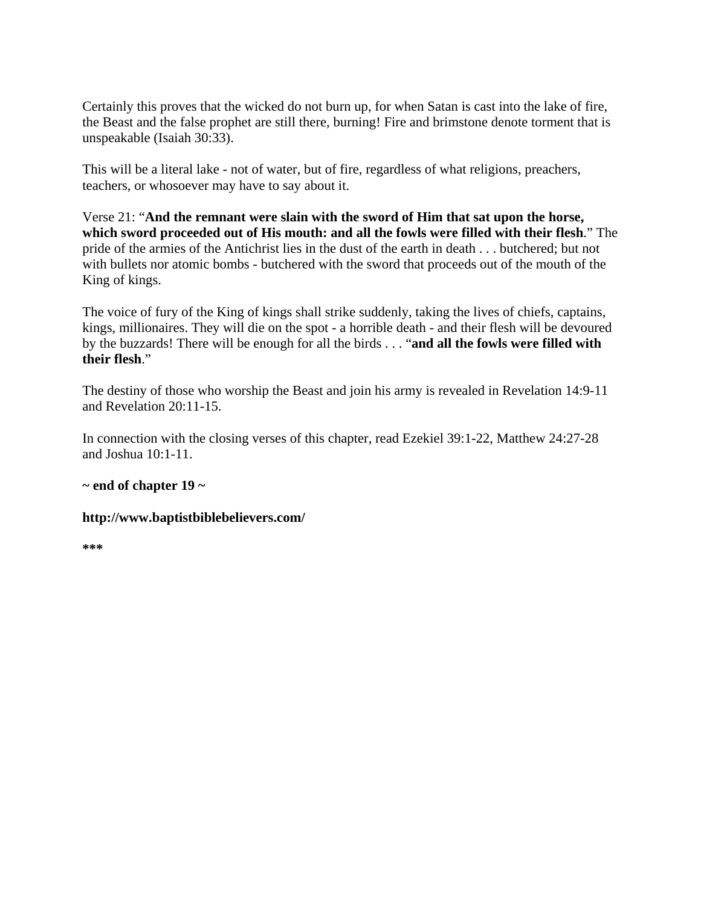Certainly this proves that the wicked do not burn up, for when Satan is cast into the lake of fire, the Beast and the false prophet are still there, burning! Fire and brimstone denote torment that is unspeakable (Isaiah 30:33).

This will be a literal lake - not of water, but of fire, regardless of what religions, preachers, teachers, or whosoever may have to say about it.

Verse 21: "**And the remnant were slain with the sword of Him that sat upon the horse, which sword proceeded out of His mouth: and all the fowls were filled with their flesh**." The pride of the armies of the Antichrist lies in the dust of the earth in death . . . butchered; but not with bullets nor atomic bombs - butchered with the sword that proceeds out of the mouth of the King of kings.

The voice of fury of the King of kings shall strike suddenly, taking the lives of chiefs, captains, kings, millionaires. They will die on the spot - a horrible death - and their flesh will be devoured by the buzzards! There will be enough for all the birds . . . "**and all the fowls were filled with their flesh**."

The destiny of those who worship the Beast and join his army is revealed in Revelation 14:9-11 and Revelation 20:11-15.

In connection with the closing verses of this chapter, read Ezekiel 39:1-22, Matthew 24:27-28 and Joshua 10:1-11.

**~ end of chapter 19 ~**

**http://www.baptistbiblebelievers.com/**

***